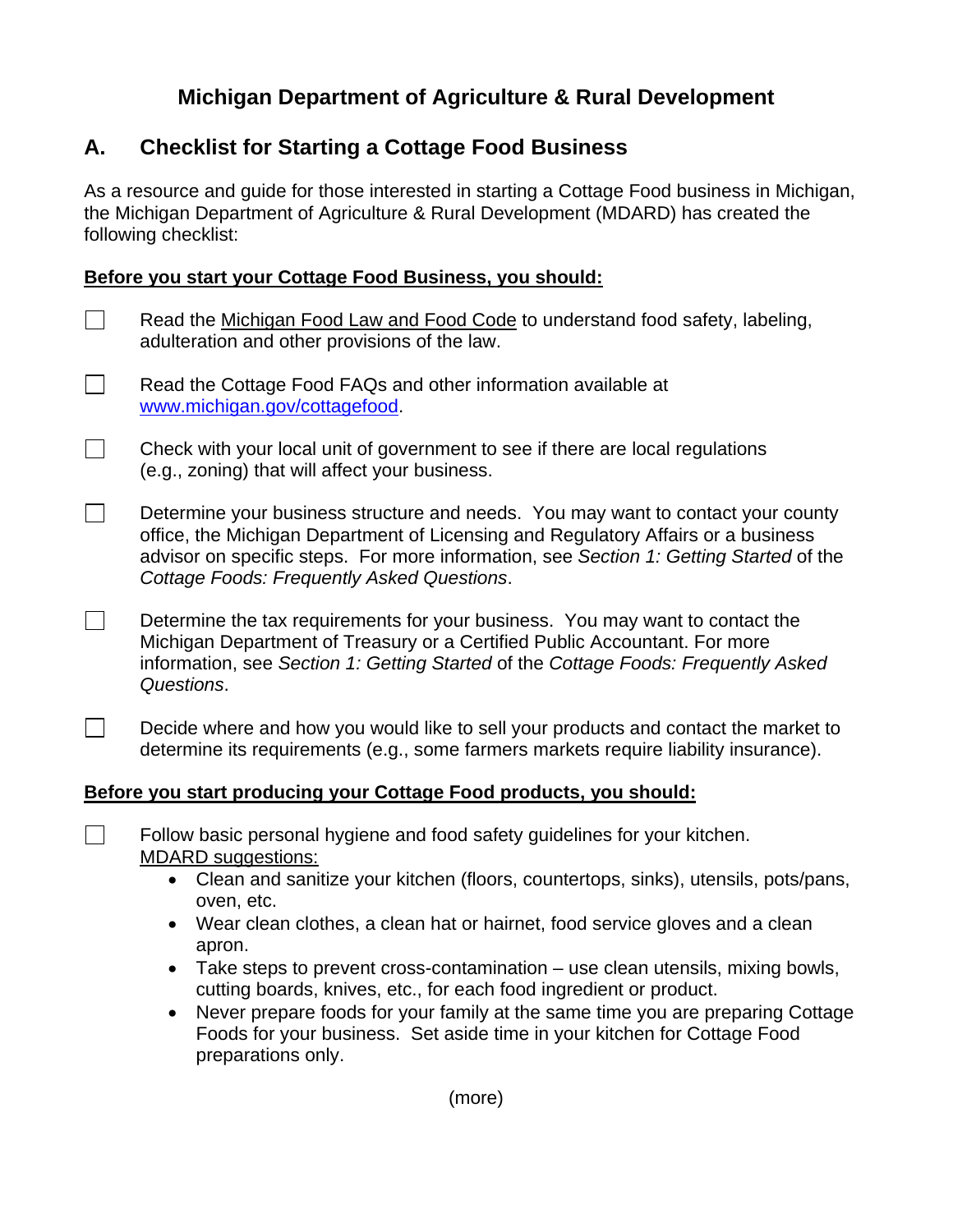# Michigan Department of Agriculture & Rural Development

## A. Checklist for Starting a Cottage Food Business

As a resource and guide for those interested in starting a Cottage Food business in Michigan, the Michigan Department of Agriculture & Rural Development (MDARD) has created the following checklist:

**Before you start your Cottage Food Business, you should:**

- [ ] Read the Michigan Food Law and Food Code to understand food safety, labeling, adulteration and other provisions of the law.
- [ ] Read the Cottage Food FAQs and other information available at www.michigan.gov/cottagefood.
- [ ] Check with your local unit of government to see if there are local regulations (e.g., zoning) that will affect your business.
- [ ] Determine your business structure and needs. You may want to contact your county office, the Michigan Department of Licensing and Regulatory Affairs or a business advisor on specific steps. For more information, see *Section 1: Getting Started* of the *Cottage Foods: Frequently Asked Questions*.
- [ ] Determine the tax requirements for your business. You may want to contact the Michigan Department of Treasury or a Certified Public Accountant. For more information, see *Section 1: Getting Started* of the *Cottage Foods: Frequently Asked Questions*.
- [ ] Decide where and how you would like to sell your products and contact the market to determine its requirements (e.g., some farmers markets require liability insurance).

**Before you start producing your Cottage Food products, you should:**

- [ ] Follow basic personal hygiene and food safety guidelines for your kitchen.
  MDARD suggestions:
  - Clean and sanitize your kitchen (floors, countertops, sinks), utensils, pots/pans, oven, etc.
  - Wear clean clothes, a clean hat or hairnet, food service gloves and a clean apron.
  - Take steps to prevent cross-contamination – use clean utensils, mixing bowls, cutting boards, knives, etc., for each food ingredient or product.
  - Never prepare foods for your family at the same time you are preparing Cottage Foods for your business. Set aside time in your kitchen for Cottage Food preparations only.

(more)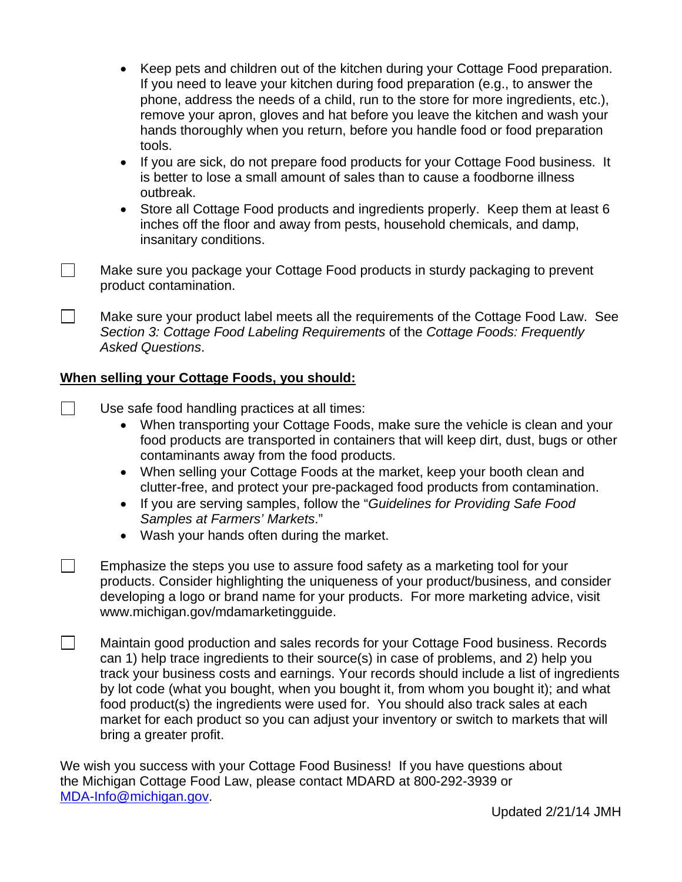- Keep pets and children out of the kitchen during your Cottage Food preparation. If you need to leave your kitchen during food preparation (e.g., to answer the phone, address the needs of a child, run to the store for more ingredients, etc.), remove your apron, gloves and hat before you leave the kitchen and wash your hands thoroughly when you return, before you handle food or food preparation tools.
- If you are sick, do not prepare food products for your Cottage Food business. It is better to lose a small amount of sales than to cause a foodborne illness outbreak.
- Store all Cottage Food products and ingredients properly. Keep them at least 6 inches off the floor and away from pests, household chemicals, and damp, insanitary conditions.

☐ Make sure you package your Cottage Food products in sturdy packaging to prevent product contamination.

☐ Make sure your product label meets all the requirements of the Cottage Food Law. See *Section 3: Cottage Food Labeling Requirements* of the *Cottage Foods: Frequently Asked Questions*.

**<u>When selling your Cottage Foods, you should:</u>**

☐ Use safe food handling practices at all times:

- When transporting your Cottage Foods, make sure the vehicle is clean and your food products are transported in containers that will keep dirt, dust, bugs or other contaminants away from the food products.
- When selling your Cottage Foods at the market, keep your booth clean and clutter-free, and protect your pre-packaged food products from contamination.
- If you are serving samples, follow the "*Guidelines for Providing Safe Food Samples at Farmers' Markets*."
- Wash your hands often during the market.

☐ Emphasize the steps you use to assure food safety as a marketing tool for your products. Consider highlighting the uniqueness of your product/business, and consider developing a logo or brand name for your products. For more marketing advice, visit www.michigan.gov/mdamarketingguide.

☐ Maintain good production and sales records for your Cottage Food business. Records can 1) help trace ingredients to their source(s) in case of problems, and 2) help you track your business costs and earnings. Your records should include a list of ingredients by lot code (what you bought, when you bought it, from whom you bought it); and what food product(s) the ingredients were used for. You should also track sales at each market for each product so you can adjust your inventory or switch to markets that will bring a greater profit.

We wish you success with your Cottage Food Business! If you have questions about the Michigan Cottage Food Law, please contact MDARD at 800-292-3939 or [MDA-Info@michigan.gov](mailto:MDA-Info@michigan.gov).

Updated 2/21/14 JMH